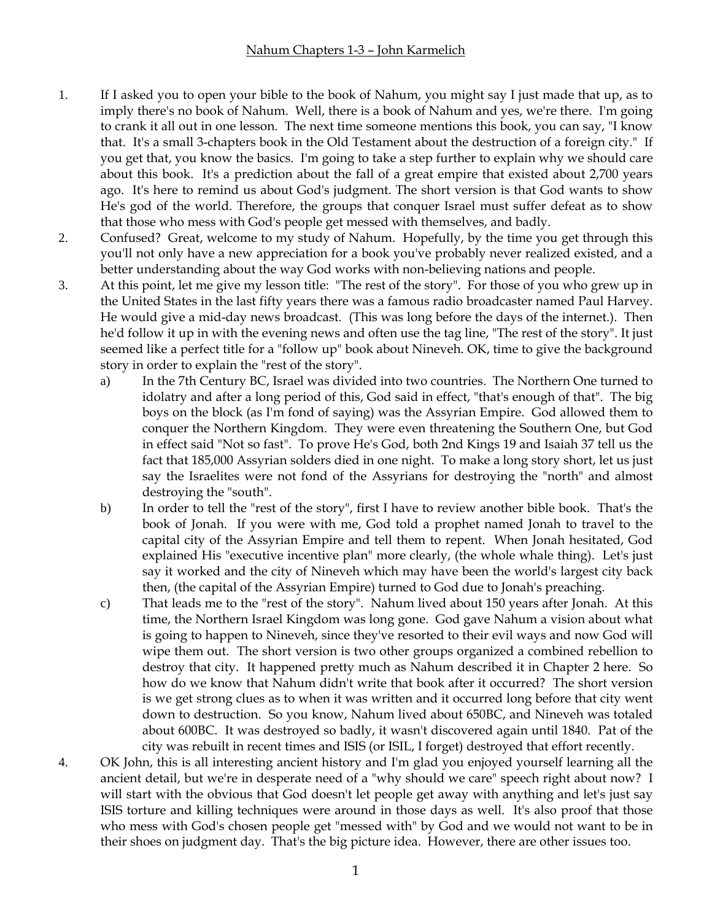# Nahum Chapters 1-3 – John Karmelich

1. If I asked you to open your bible to the book of Nahum, you might say I just made that up, as to imply there's no book of Nahum. Well, there is a book of Nahum and yes, we're there. I'm going to crank it all out in one lesson. The next time someone mentions this book, you can say, "I know that. It's a small 3-chapters book in the Old Testament about the destruction of a foreign city." If you get that, you know the basics. I'm going to take a step further to explain why we should care about this book. It's a prediction about the fall of a great empire that existed about 2,700 years ago. It's here to remind us about God's judgment. The short version is that God wants to show He's god of the world. Therefore, the groups that conquer Israel must suffer defeat as to show that those who mess with God's people get messed with themselves, and badly.

2. Confused? Great, welcome to my study of Nahum. Hopefully, by the time you get through this you'll not only have a new appreciation for a book you've probably never realized existed, and a better understanding about the way God works with non-believing nations and people.

3. At this point, let me give my lesson title: "The rest of the story". For those of you who grew up in the United States in the last fifty years there was a famous radio broadcaster named Paul Harvey. He would give a mid-day news broadcast. (This was long before the days of the internet.). Then he'd follow it up in with the evening news and often use the tag line, "The rest of the story". It just seemed like a perfect title for a "follow up" book about Nineveh. OK, time to give the background story in order to explain the "rest of the story".
   a) In the 7th Century BC, Israel was divided into two countries. The Northern One turned to idolatry and after a long period of this, God said in effect, "that's enough of that". The big boys on the block (as I'm fond of saying) was the Assyrian Empire. God allowed them to conquer the Northern Kingdom. They were even threatening the Southern One, but God in effect said "Not so fast". To prove He's God, both 2nd Kings 19 and Isaiah 37 tell us the fact that 185,000 Assyrian solders died in one night. To make a long story short, let us just say the Israelites were not fond of the Assyrians for destroying the "north" and almost destroying the "south".
   b) In order to tell the "rest of the story", first I have to review another bible book. That's the book of Jonah. If you were with me, God told a prophet named Jonah to travel to the capital city of the Assyrian Empire and tell them to repent. When Jonah hesitated, God explained His "executive incentive plan" more clearly, (the whole whale thing). Let's just say it worked and the city of Nineveh which may have been the world's largest city back then, (the capital of the Assyrian Empire) turned to God due to Jonah's preaching.
   c) That leads me to the "rest of the story". Nahum lived about 150 years after Jonah. At this time, the Northern Israel Kingdom was long gone. God gave Nahum a vision about what is going to happen to Nineveh, since they've resorted to their evil ways and now God will wipe them out. The short version is two other groups organized a combined rebellion to destroy that city. It happened pretty much as Nahum described it in Chapter 2 here. So how do we know that Nahum didn't write that book after it occurred? The short version is we get strong clues as to when it was written and it occurred long before that city went down to destruction. So you know, Nahum lived about 650BC, and Nineveh was totaled about 600BC. It was destroyed so badly, it wasn't discovered again until 1840. Pat of the city was rebuilt in recent times and ISIS (or ISIL, I forget) destroyed that effort recently.

4. OK John, this is all interesting ancient history and I'm glad you enjoyed yourself learning all the ancient detail, but we're in desperate need of a "why should we care" speech right about now? I will start with the obvious that God doesn't let people get away with anything and let's just say ISIS torture and killing techniques were around in those days as well. It's also proof that those who mess with God's chosen people get "messed with" by God and we would not want to be in their shoes on judgment day. That's the big picture idea. However, there are other issues too.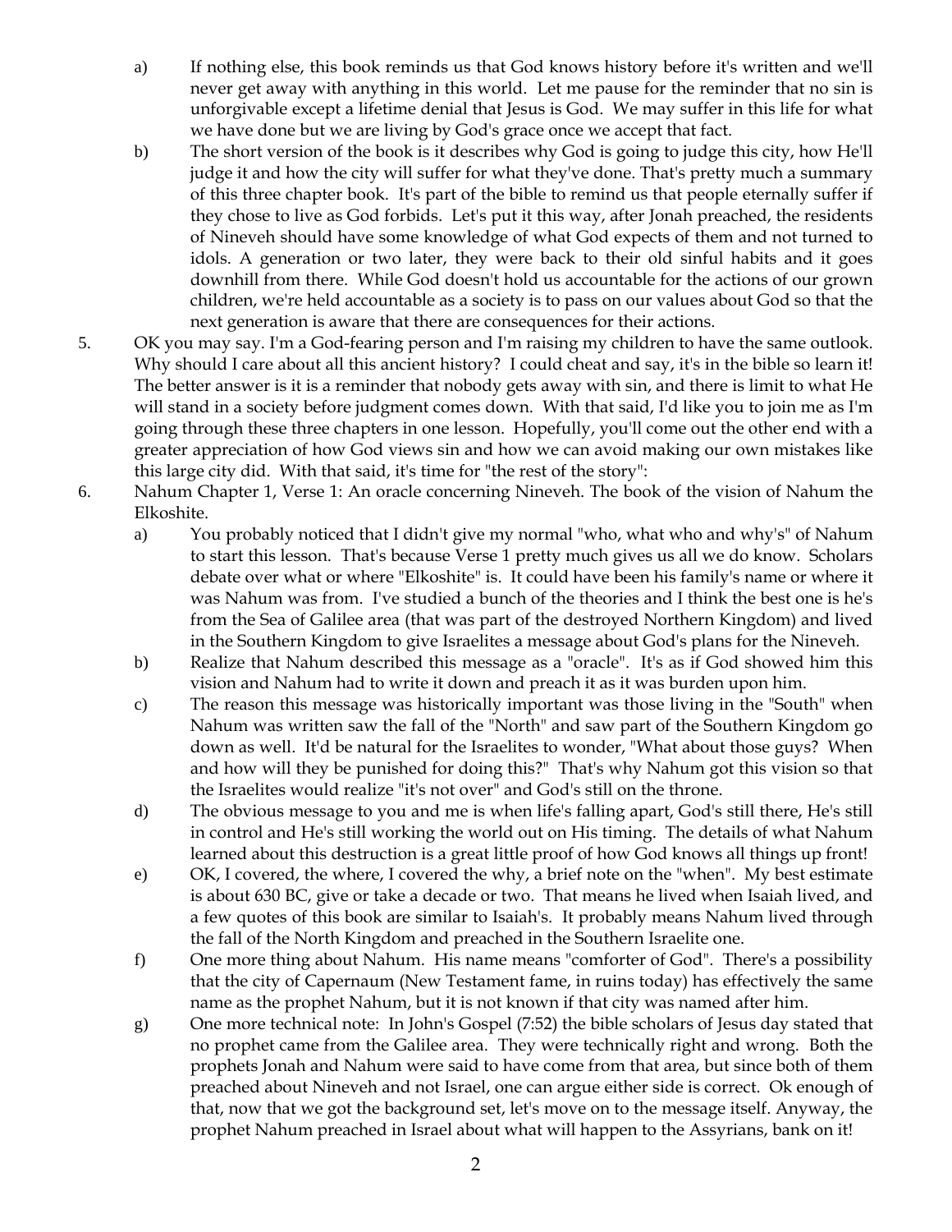a) If nothing else, this book reminds us that God knows history before it's written and we'll never get away with anything in this world. Let me pause for the reminder that no sin is unforgivable except a lifetime denial that Jesus is God. We may suffer in this life for what we have done but we are living by God's grace once we accept that fact.

b) The short version of the book is it describes why God is going to judge this city, how He'll judge it and how the city will suffer for what they've done. That's pretty much a summary of this three chapter book. It's part of the bible to remind us that people eternally suffer if they chose to live as God forbids. Let's put it this way, after Jonah preached, the residents of Nineveh should have some knowledge of what God expects of them and not turned to idols. A generation or two later, they were back to their old sinful habits and it goes downhill from there. While God doesn't hold us accountable for the actions of our grown children, we're held accountable as a society is to pass on our values about God so that the next generation is aware that there are consequences for their actions.

5. OK you may say. I'm a God-fearing person and I'm raising my children to have the same outlook. Why should I care about all this ancient history? I could cheat and say, it's in the bible so learn it! The better answer is it is a reminder that nobody gets away with sin, and there is limit to what He will stand in a society before judgment comes down. With that said, I'd like you to join me as I'm going through these three chapters in one lesson. Hopefully, you'll come out the other end with a greater appreciation of how God views sin and how we can avoid making our own mistakes like this large city did. With that said, it's time for "the rest of the story":

6. Nahum Chapter 1, Verse 1: An oracle concerning Nineveh. The book of the vision of Nahum the Elkoshite.

   a) You probably noticed that I didn't give my normal "who, what who and why's" of Nahum to start this lesson. That's because Verse 1 pretty much gives us all we do know. Scholars debate over what or where "Elkoshite" is. It could have been his family's name or where it was Nahum was from. I've studied a bunch of the theories and I think the best one is he's from the Sea of Galilee area (that was part of the destroyed Northern Kingdom) and lived in the Southern Kingdom to give Israelites a message about God's plans for the Nineveh.

   b) Realize that Nahum described this message as a "oracle". It's as if God showed him this vision and Nahum had to write it down and preach it as it was burden upon him.

   c) The reason this message was historically important was those living in the "South" when Nahum was written saw the fall of the "North" and saw part of the Southern Kingdom go down as well. It'd be natural for the Israelites to wonder, "What about those guys? When and how will they be punished for doing this?" That's why Nahum got this vision so that the Israelites would realize "it's not over" and God's still on the throne.

   d) The obvious message to you and me is when life's falling apart, God's still there, He's still in control and He's still working the world out on His timing. The details of what Nahum learned about this destruction is a great little proof of how God knows all things up front!

   e) OK, I covered, the where, I covered the why, a brief note on the "when". My best estimate is about 630 BC, give or take a decade or two. That means he lived when Isaiah lived, and a few quotes of this book are similar to Isaiah's. It probably means Nahum lived through the fall of the North Kingdom and preached in the Southern Israelite one.

   f) One more thing about Nahum. His name means "comforter of God". There's a possibility that the city of Capernaum (New Testament fame, in ruins today) has effectively the same name as the prophet Nahum, but it is not known if that city was named after him.

   g) One more technical note: In John's Gospel (7:52) the bible scholars of Jesus day stated that no prophet came from the Galilee area. They were technically right and wrong. Both the prophets Jonah and Nahum were said to have come from that area, but since both of them preached about Nineveh and not Israel, one can argue either side is correct. Ok enough of that, now that we got the background set, let's move on to the message itself. Anyway, the prophet Nahum preached in Israel about what will happen to the Assyrians, bank on it!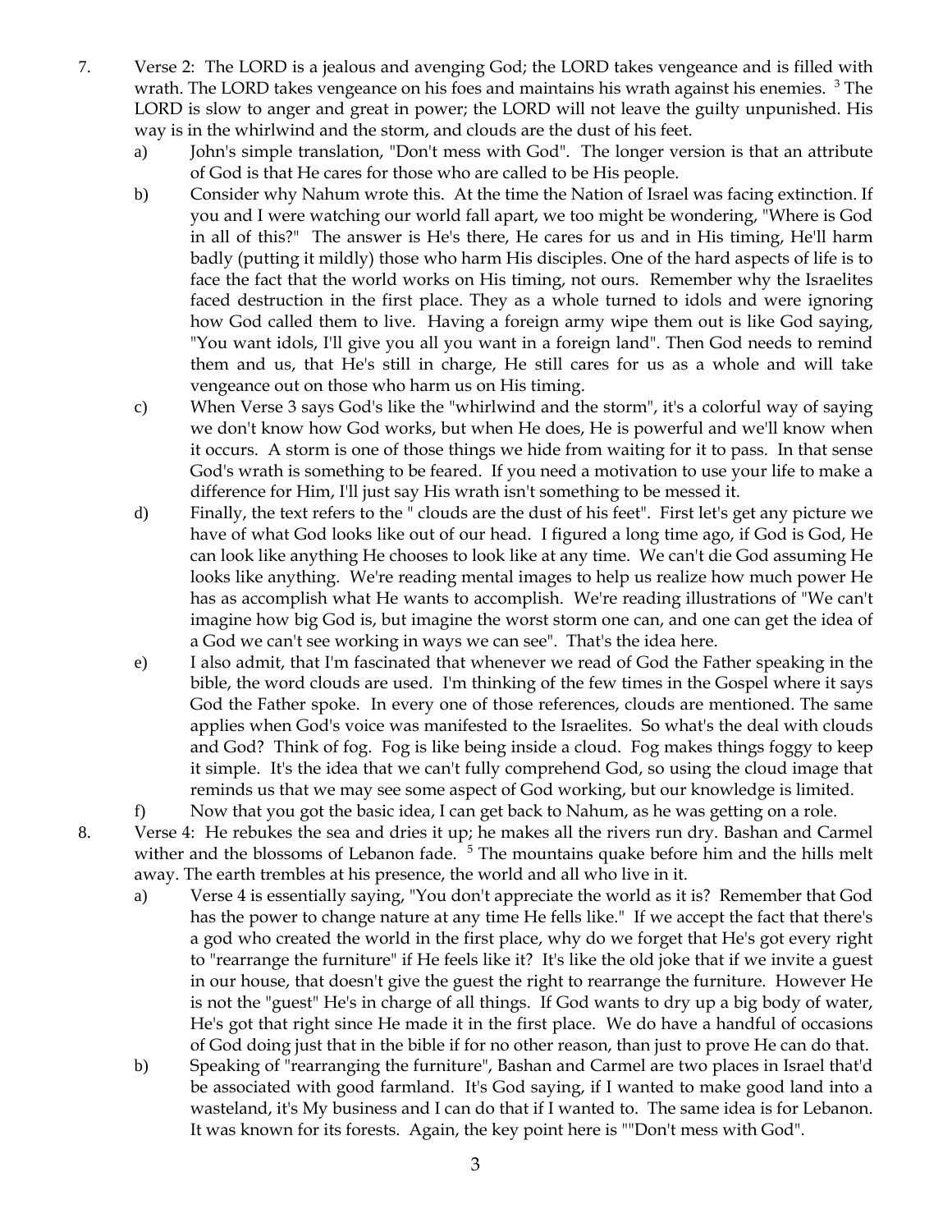7. Verse 2: The LORD is a jealous and avenging God; the LORD takes vengeance and is filled with wrath. The LORD takes vengeance on his foes and maintains his wrath against his enemies. [3] The LORD is slow to anger and great in power; the LORD will not leave the guilty unpunished. His way is in the whirlwind and the storm, and clouds are the dust of his feet.
   a) John's simple translation, "Don't mess with God". The longer version is that an attribute of God is that He cares for those who are called to be His people.
   b) Consider why Nahum wrote this. At the time the Nation of Israel was facing extinction. If you and I were watching our world fall apart, we too might be wondering, "Where is God in all of this?" The answer is He's there, He cares for us and in His timing, He'll harm badly (putting it mildly) those who harm His disciples. One of the hard aspects of life is to face the fact that the world works on His timing, not ours. Remember why the Israelites faced destruction in the first place. They as a whole turned to idols and were ignoring how God called them to live. Having a foreign army wipe them out is like God saying, "You want idols, I'll give you all you want in a foreign land". Then God needs to remind them and us, that He's still in charge, He still cares for us as a whole and will take vengeance out on those who harm us on His timing.
   c) When Verse 3 says God's like the "whirlwind and the storm", it's a colorful way of saying we don't know how God works, but when He does, He is powerful and we'll know when it occurs. A storm is one of those things we hide from waiting for it to pass. In that sense God's wrath is something to be feared. If you need a motivation to use your life to make a difference for Him, I'll just say His wrath isn't something to be messed it.
   d) Finally, the text refers to the " clouds are the dust of his feet". First let's get any picture we have of what God looks like out of our head. I figured a long time ago, if God is God, He can look like anything He chooses to look like at any time. We can't die God assuming He looks like anything. We're reading mental images to help us realize how much power He has as accomplish what He wants to accomplish. We're reading illustrations of "We can't imagine how big God is, but imagine the worst storm one can, and one can get the idea of a God we can't see working in ways we can see". That's the idea here.
   e) I also admit, that I'm fascinated that whenever we read of God the Father speaking in the bible, the word clouds are used. I'm thinking of the few times in the Gospel where it says God the Father spoke. In every one of those references, clouds are mentioned. The same applies when God's voice was manifested to the Israelites. So what's the deal with clouds and God? Think of fog. Fog is like being inside a cloud. Fog makes things foggy to keep it simple. It's the idea that we can't fully comprehend God, so using the cloud image that reminds us that we may see some aspect of God working, but our knowledge is limited.
   f) Now that you got the basic idea, I can get back to Nahum, as he was getting on a role.
8. Verse 4: He rebukes the sea and dries it up; he makes all the rivers run dry. Bashan and Carmel wither and the blossoms of Lebanon fade. [5] The mountains quake before him and the hills melt away. The earth trembles at his presence, the world and all who live in it.
   a) Verse 4 is essentially saying, "You don't appreciate the world as it is? Remember that God has the power to change nature at any time He fells like." If we accept the fact that there's a god who created the world in the first place, why do we forget that He's got every right to "rearrange the furniture" if He feels like it? It's like the old joke that if we invite a guest in our house, that doesn't give the guest the right to rearrange the furniture. However He is not the "guest" He's in charge of all things. If God wants to dry up a big body of water, He's got that right since He made it in the first place. We do have a handful of occasions of God doing just that in the bible if for no other reason, than just to prove He can do that.
   b) Speaking of "rearranging the furniture", Bashan and Carmel are two places in Israel that'd be associated with good farmland. It's God saying, if I wanted to make good land into a wasteland, it's My business and I can do that if I wanted to. The same idea is for Lebanon. It was known for its forests. Again, the key point here is ""Don't mess with God".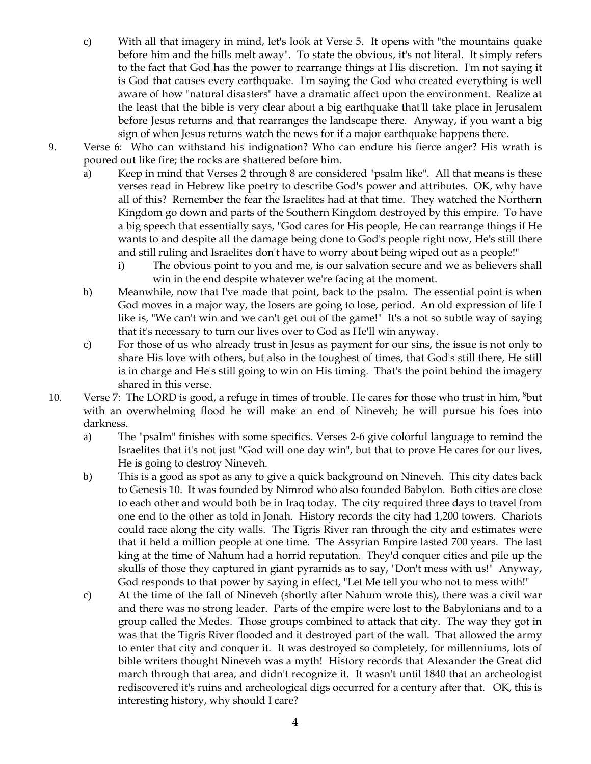c) With all that imagery in mind, let's look at Verse 5. It opens with "the mountains quake before him and the hills melt away". To state the obvious, it's not literal. It simply refers to the fact that God has the power to rearrange things at His discretion. I'm not saying it is God that causes every earthquake. I'm saying the God who created everything is well aware of how "natural disasters" have a dramatic affect upon the environment. Realize at the least that the bible is very clear about a big earthquake that'll take place in Jerusalem before Jesus returns and that rearranges the landscape there. Anyway, if you want a big sign of when Jesus returns watch the news for if a major earthquake happens there.

9. Verse 6: Who can withstand his indignation? Who can endure his fierce anger? His wrath is poured out like fire; the rocks are shattered before him.

   a) Keep in mind that Verses 2 through 8 are considered "psalm like". All that means is these verses read in Hebrew like poetry to describe God's power and attributes. OK, why have all of this? Remember the fear the Israelites had at that time. They watched the Northern Kingdom go down and parts of the Southern Kingdom destroyed by this empire. To have a big speech that essentially says, "God cares for His people, He can rearrange things if He wants to and despite all the damage being done to God's people right now, He's still there and still ruling and Israelites don't have to worry about being wiped out as a people!"

      i) The obvious point to you and me, is our salvation secure and we as believers shall win in the end despite whatever we're facing at the moment.

   b) Meanwhile, now that I've made that point, back to the psalm. The essential point is when God moves in a major way, the losers are going to lose, period. An old expression of life I like is, "We can't win and we can't get out of the game!" It's a not so subtle way of saying that it's necessary to turn our lives over to God as He'll win anyway.

   c) For those of us who already trust in Jesus as payment for our sins, the issue is not only to share His love with others, but also in the toughest of times, that God's still there, He still is in charge and He's still going to win on His timing. That's the point behind the imagery shared in this verse.

10. Verse 7: The LORD is good, a refuge in times of trouble. He cares for those who trust in him, [8]but with an overwhelming flood he will make an end of Nineveh; he will pursue his foes into darkness.

   a) The "psalm" finishes with some specifics. Verses 2-6 give colorful language to remind the Israelites that it's not just "God will one day win", but that to prove He cares for our lives, He is going to destroy Nineveh.

   b) This is a good as spot as any to give a quick background on Nineveh. This city dates back to Genesis 10. It was founded by Nimrod who also founded Babylon. Both cities are close to each other and would both be in Iraq today. The city required three days to travel from one end to the other as told in Jonah. History records the city had 1,200 towers. Chariots could race along the city walls. The Tigris River ran through the city and estimates were that it held a million people at one time. The Assyrian Empire lasted 700 years. The last king at the time of Nahum had a horrid reputation. They'd conquer cities and pile up the skulls of those they captured in giant pyramids as to say, "Don't mess with us!" Anyway, God responds to that power by saying in effect, "Let Me tell you who not to mess with!"

   c) At the time of the fall of Nineveh (shortly after Nahum wrote this), there was a civil war and there was no strong leader. Parts of the empire were lost to the Babylonians and to a group called the Medes. Those groups combined to attack that city. The way they got in was that the Tigris River flooded and it destroyed part of the wall. That allowed the army to enter that city and conquer it. It was destroyed so completely, for millenniums, lots of bible writers thought Nineveh was a myth! History records that Alexander the Great did march through that area, and didn't recognize it. It wasn't until 1840 that an archeologist rediscovered it's ruins and archeological digs occurred for a century after that. OK, this is interesting history, why should I care?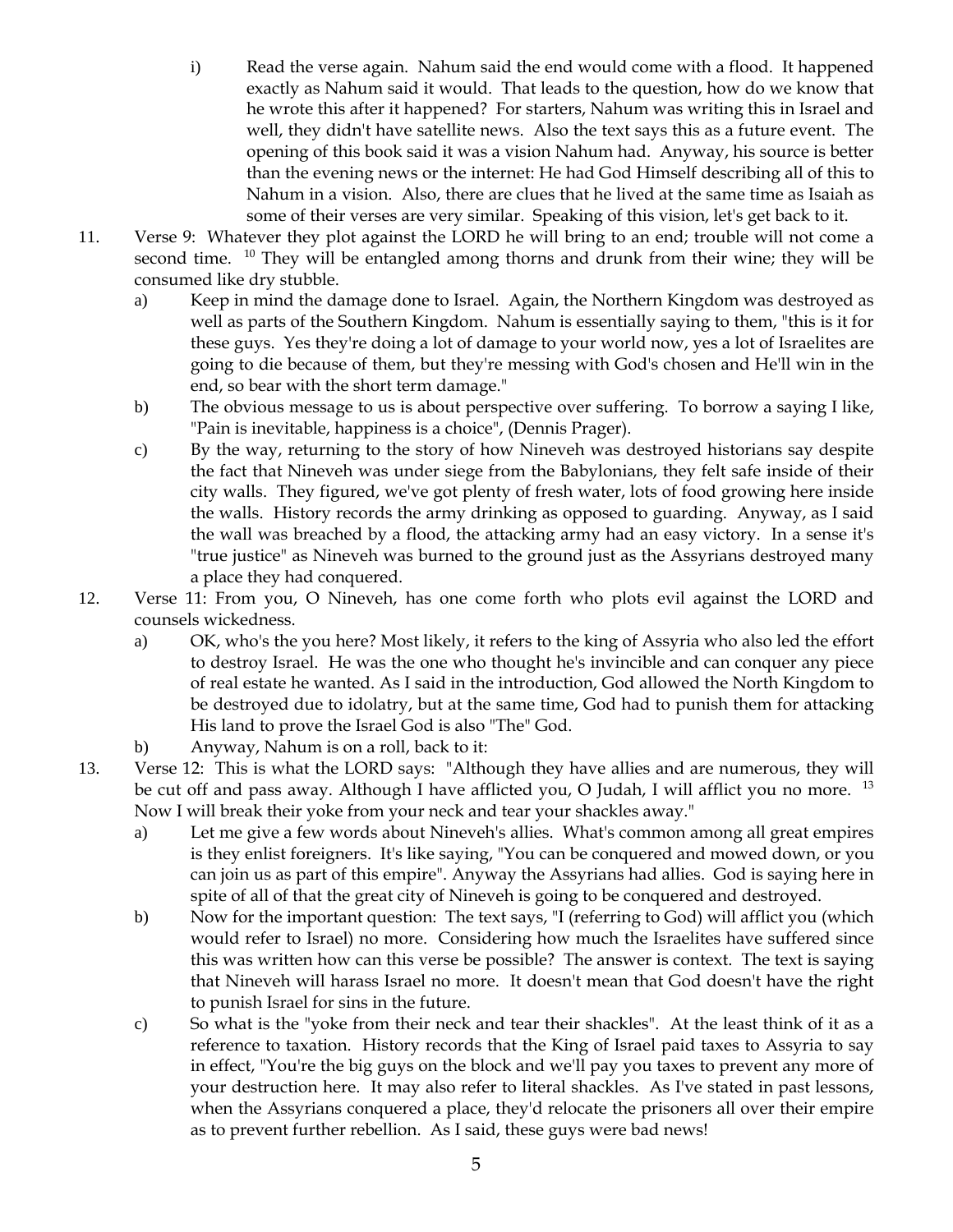i) Read the verse again. Nahum said the end would come with a flood. It happened exactly as Nahum said it would. That leads to the question, how do we know that he wrote this after it happened? For starters, Nahum was writing this in Israel and well, they didn't have satellite news. Also the text says this as a future event. The opening of this book said it was a vision Nahum had. Anyway, his source is better than the evening news or the internet: He had God Himself describing all of this to Nahum in a vision. Also, there are clues that he lived at the same time as Isaiah as some of their verses are very similar. Speaking of this vision, let's get back to it.

11. Verse 9: Whatever they plot against the LORD he will bring to an end; trouble will not come a second time. [10] They will be entangled among thorns and drunk from their wine; they will be consumed like dry stubble.
    a) Keep in mind the damage done to Israel. Again, the Northern Kingdom was destroyed as well as parts of the Southern Kingdom. Nahum is essentially saying to them, "this is it for these guys. Yes they're doing a lot of damage to your world now, yes a lot of Israelites are going to die because of them, but they're messing with God's chosen and He'll win in the end, so bear with the short term damage."
    b) The obvious message to us is about perspective over suffering. To borrow a saying I like, "Pain is inevitable, happiness is a choice", (Dennis Prager).
    c) By the way, returning to the story of how Nineveh was destroyed historians say despite the fact that Nineveh was under siege from the Babylonians, they felt safe inside of their city walls. They figured, we've got plenty of fresh water, lots of food growing here inside the walls. History records the army drinking as opposed to guarding. Anyway, as I said the wall was breached by a flood, the attacking army had an easy victory. In a sense it's "true justice" as Nineveh was burned to the ground just as the Assyrians destroyed many a place they had conquered.

12. Verse 11: From you, O Nineveh, has one come forth who plots evil against the LORD and counsels wickedness.
    a) OK, who's the you here? Most likely, it refers to the king of Assyria who also led the effort to destroy Israel. He was the one who thought he's invincible and can conquer any piece of real estate he wanted. As I said in the introduction, God allowed the North Kingdom to be destroyed due to idolatry, but at the same time, God had to punish them for attacking His land to prove the Israel God is also "The" God.
    b) Anyway, Nahum is on a roll, back to it:

13. Verse 12: This is what the LORD says: "Although they have allies and are numerous, they will be cut off and pass away. Although I have afflicted you, O Judah, I will afflict you no more. [13] Now I will break their yoke from your neck and tear your shackles away."
    a) Let me give a few words about Nineveh's allies. What's common among all great empires is they enlist foreigners. It's like saying, "You can be conquered and mowed down, or you can join us as part of this empire". Anyway the Assyrians had allies. God is saying here in spite of all of that the great city of Nineveh is going to be conquered and destroyed.
    b) Now for the important question: The text says, "I (referring to God) will afflict you (which would refer to Israel) no more. Considering how much the Israelites have suffered since this was written how can this verse be possible? The answer is context. The text is saying that Nineveh will harass Israel no more. It doesn't mean that God doesn't have the right to punish Israel for sins in the future.
    c) So what is the "yoke from their neck and tear their shackles". At the least think of it as a reference to taxation. History records that the King of Israel paid taxes to Assyria to say in effect, "You're the big guys on the block and we'll pay you taxes to prevent any more of your destruction here. It may also refer to literal shackles. As I've stated in past lessons, when the Assyrians conquered a place, they'd relocate the prisoners all over their empire as to prevent further rebellion. As I said, these guys were bad news!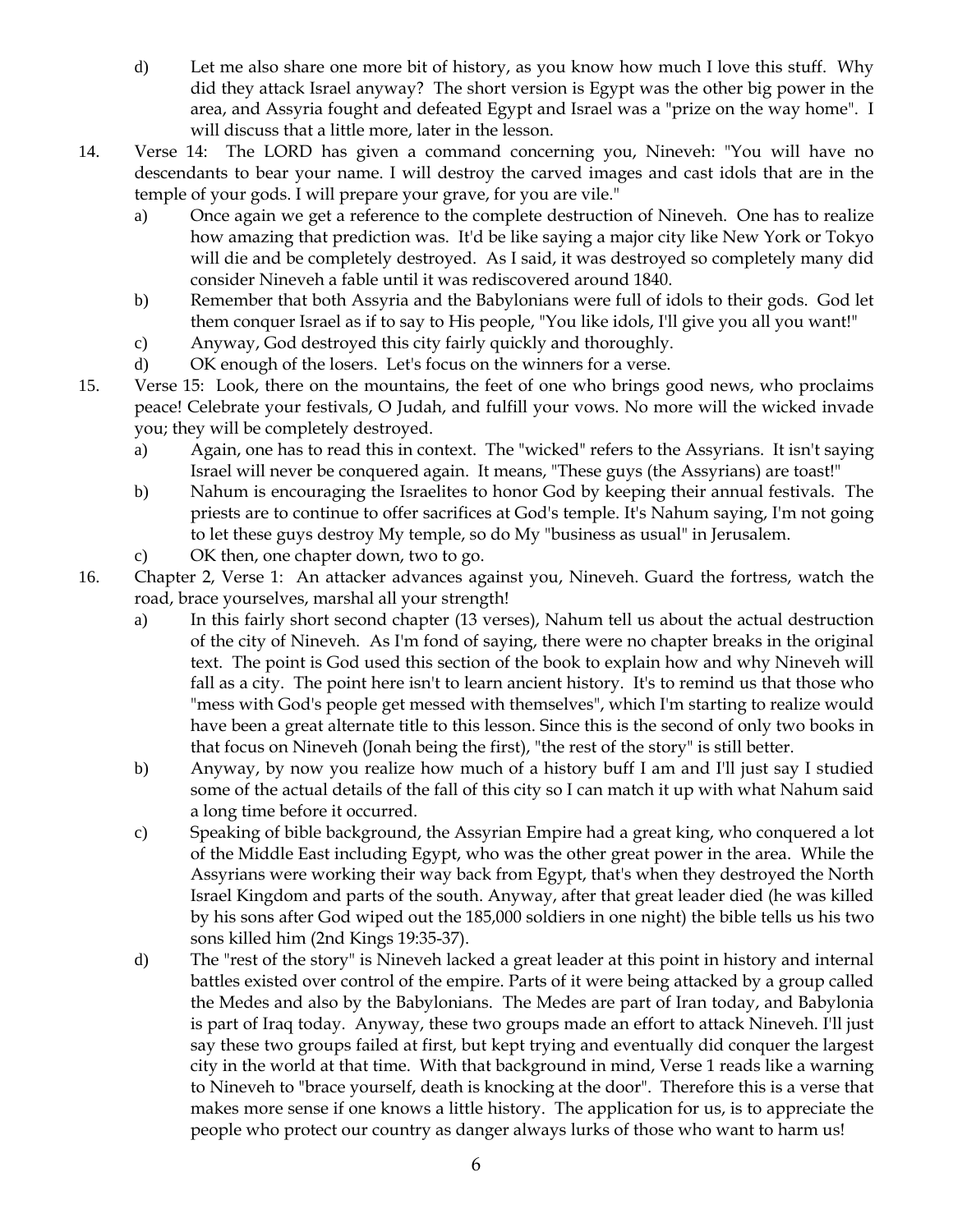d) Let me also share one more bit of history, as you know how much I love this stuff. Why did they attack Israel anyway? The short version is Egypt was the other big power in the area, and Assyria fought and defeated Egypt and Israel was a "prize on the way home". I will discuss that a little more, later in the lesson.

14. Verse 14: The LORD has given a command concerning you, Nineveh: "You will have no descendants to bear your name. I will destroy the carved images and cast idols that are in the temple of your gods. I will prepare your grave, for you are vile."

    a) Once again we get a reference to the complete destruction of Nineveh. One has to realize how amazing that prediction was. It'd be like saying a major city like New York or Tokyo will die and be completely destroyed. As I said, it was destroyed so completely many did consider Nineveh a fable until it was rediscovered around 1840.

    b) Remember that both Assyria and the Babylonians were full of idols to their gods. God let them conquer Israel as if to say to His people, "You like idols, I'll give you all you want!"

    c) Anyway, God destroyed this city fairly quickly and thoroughly.

    d) OK enough of the losers. Let's focus on the winners for a verse.

15. Verse 15: Look, there on the mountains, the feet of one who brings good news, who proclaims peace! Celebrate your festivals, O Judah, and fulfill your vows. No more will the wicked invade you; they will be completely destroyed.

    a) Again, one has to read this in context. The "wicked" refers to the Assyrians. It isn't saying Israel will never be conquered again. It means, "These guys (the Assyrians) are toast!"

    b) Nahum is encouraging the Israelites to honor God by keeping their annual festivals. The priests are to continue to offer sacrifices at God's temple. It's Nahum saying, I'm not going to let these guys destroy My temple, so do My "business as usual" in Jerusalem.

    c) OK then, one chapter down, two to go.

16. Chapter 2, Verse 1: An attacker advances against you, Nineveh. Guard the fortress, watch the road, brace yourselves, marshal all your strength!

    a) In this fairly short second chapter (13 verses), Nahum tell us about the actual destruction of the city of Nineveh. As I'm fond of saying, there were no chapter breaks in the original text. The point is God used this section of the book to explain how and why Nineveh will fall as a city. The point here isn't to learn ancient history. It's to remind us that those who "mess with God's people get messed with themselves", which I'm starting to realize would have been a great alternate title to this lesson. Since this is the second of only two books in that focus on Nineveh (Jonah being the first), "the rest of the story" is still better.

    b) Anyway, by now you realize how much of a history buff I am and I'll just say I studied some of the actual details of the fall of this city so I can match it up with what Nahum said a long time before it occurred.

    c) Speaking of bible background, the Assyrian Empire had a great king, who conquered a lot of the Middle East including Egypt, who was the other great power in the area. While the Assyrians were working their way back from Egypt, that's when they destroyed the North Israel Kingdom and parts of the south. Anyway, after that great leader died (he was killed by his sons after God wiped out the 185,000 soldiers in one night) the bible tells us his two sons killed him (2nd Kings 19:35-37).

    d) The "rest of the story" is Nineveh lacked a great leader at this point in history and internal battles existed over control of the empire. Parts of it were being attacked by a group called the Medes and also by the Babylonians. The Medes are part of Iran today, and Babylonia is part of Iraq today. Anyway, these two groups made an effort to attack Nineveh. I'll just say these two groups failed at first, but kept trying and eventually did conquer the largest city in the world at that time. With that background in mind, Verse 1 reads like a warning to Nineveh to "brace yourself, death is knocking at the door". Therefore this is a verse that makes more sense if one knows a little history. The application for us, is to appreciate the people who protect our country as danger always lurks of those who want to harm us!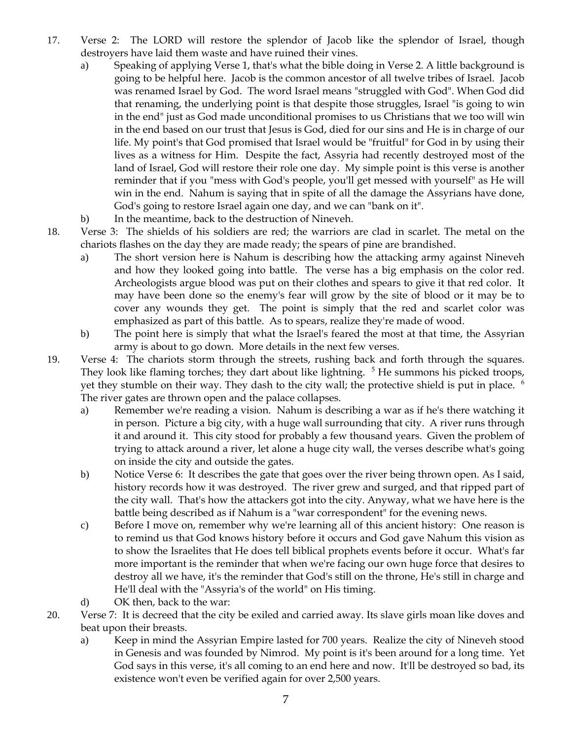17. Verse 2: The LORD will restore the splendor of Jacob like the splendor of Israel, though destroyers have laid them waste and have ruined their vines.
    a) Speaking of applying Verse 1, that's what the bible doing in Verse 2. A little background is going to be helpful here. Jacob is the common ancestor of all twelve tribes of Israel. Jacob was renamed Israel by God. The word Israel means "struggled with God". When God did that renaming, the underlying point is that despite those struggles, Israel "is going to win in the end" just as God made unconditional promises to us Christians that we too will win in the end based on our trust that Jesus is God, died for our sins and He is in charge of our life. My point's that God promised that Israel would be "fruitful" for God in by using their lives as a witness for Him. Despite the fact, Assyria had recently destroyed most of the land of Israel, God will restore their role one day. My simple point is this verse is another reminder that if you "mess with God's people, you'll get messed with yourself" as He will win in the end. Nahum is saying that in spite of all the damage the Assyrians have done, God's going to restore Israel again one day, and we can "bank on it".
    b) In the meantime, back to the destruction of Nineveh.
18. Verse 3: The shields of his soldiers are red; the warriors are clad in scarlet. The metal on the chariots flashes on the day they are made ready; the spears of pine are brandished.
    a) The short version here is Nahum is describing how the attacking army against Nineveh and how they looked going into battle. The verse has a big emphasis on the color red. Archeologists argue blood was put on their clothes and spears to give it that red color. It may have been done so the enemy's fear will grow by the site of blood or it may be to cover any wounds they get. The point is simply that the red and scarlet color was emphasized as part of this battle. As to spears, realize they're made of wood.
    b) The point here is simply that what the Israel's feared the most at that time, the Assyrian army is about to go down. More details in the next few verses.
19. Verse 4: The chariots storm through the streets, rushing back and forth through the squares. They look like flaming torches; they dart about like lightning. [5] He summons his picked troops, yet they stumble on their way. They dash to the city wall; the protective shield is put in place. [6] The river gates are thrown open and the palace collapses.
    a) Remember we're reading a vision. Nahum is describing a war as if he's there watching it in person. Picture a big city, with a huge wall surrounding that city. A river runs through it and around it. This city stood for probably a few thousand years. Given the problem of trying to attack around a river, let alone a huge city wall, the verses describe what's going on inside the city and outside the gates.
    b) Notice Verse 6: It describes the gate that goes over the river being thrown open. As I said, history records how it was destroyed. The river grew and surged, and that ripped part of the city wall. That's how the attackers got into the city. Anyway, what we have here is the battle being described as if Nahum is a "war correspondent" for the evening news.
    c) Before I move on, remember why we're learning all of this ancient history: One reason is to remind us that God knows history before it occurs and God gave Nahum this vision as to show the Israelites that He does tell biblical prophets events before it occur. What's far more important is the reminder that when we're facing our own huge force that desires to destroy all we have, it's the reminder that God's still on the throne, He's still in charge and He'll deal with the "Assyria's of the world" on His timing.
    d) OK then, back to the war:
20. Verse 7: It is decreed that the city be exiled and carried away. Its slave girls moan like doves and beat upon their breasts.
    a) Keep in mind the Assyrian Empire lasted for 700 years. Realize the city of Nineveh stood in Genesis and was founded by Nimrod. My point is it's been around for a long time. Yet God says in this verse, it's all coming to an end here and now. It'll be destroyed so bad, its existence won't even be verified again for over 2,500 years.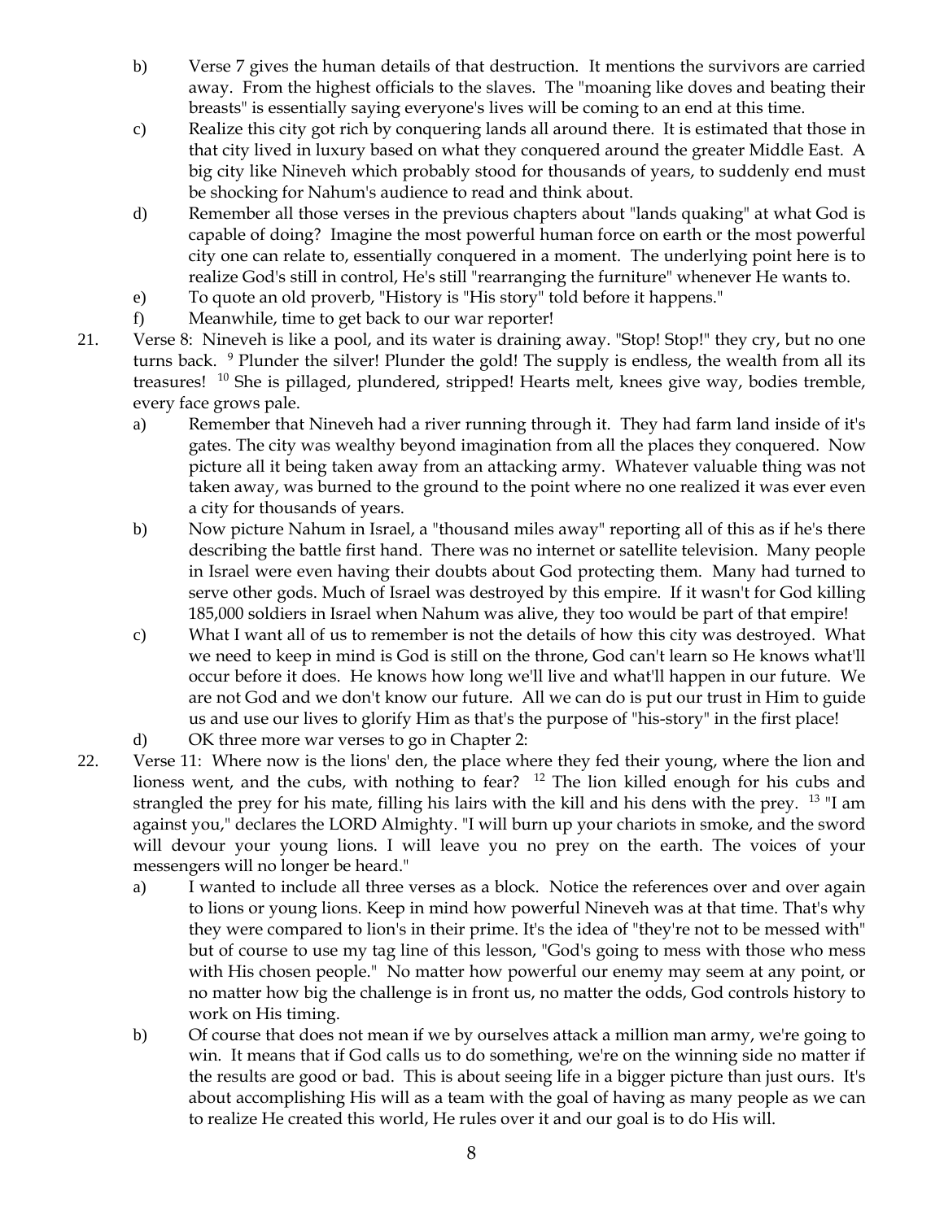b) Verse 7 gives the human details of that destruction. It mentions the survivors are carried away. From the highest officials to the slaves. The "moaning like doves and beating their breasts" is essentially saying everyone's lives will be coming to an end at this time.

c) Realize this city got rich by conquering lands all around there. It is estimated that those in that city lived in luxury based on what they conquered around the greater Middle East. A big city like Nineveh which probably stood for thousands of years, to suddenly end must be shocking for Nahum's audience to read and think about.

d) Remember all those verses in the previous chapters about "lands quaking" at what God is capable of doing? Imagine the most powerful human force on earth or the most powerful city one can relate to, essentially conquered in a moment. The underlying point here is to realize God's still in control, He's still "rearranging the furniture" whenever He wants to.

e) To quote an old proverb, "History is "His story" told before it happens."

f) Meanwhile, time to get back to our war reporter!

21. Verse 8: Nineveh is like a pool, and its water is draining away. "Stop! Stop!" they cry, but no one turns back. [9] Plunder the silver! Plunder the gold! The supply is endless, the wealth from all its treasures! [10] She is pillaged, plundered, stripped! Hearts melt, knees give way, bodies tremble, every face grows pale.

a) Remember that Nineveh had a river running through it. They had farm land inside of it's gates. The city was wealthy beyond imagination from all the places they conquered. Now picture all it being taken away from an attacking army. Whatever valuable thing was not taken away, was burned to the ground to the point where no one realized it was ever even a city for thousands of years.

b) Now picture Nahum in Israel, a "thousand miles away" reporting all of this as if he's there describing the battle first hand. There was no internet or satellite television. Many people in Israel were even having their doubts about God protecting them. Many had turned to serve other gods. Much of Israel was destroyed by this empire. If it wasn't for God killing 185,000 soldiers in Israel when Nahum was alive, they too would be part of that empire!

c) What I want all of us to remember is not the details of how this city was destroyed. What we need to keep in mind is God is still on the throne, God can't learn so He knows what'll occur before it does. He knows how long we'll live and what'll happen in our future. We are not God and we don't know our future. All we can do is put our trust in Him to guide us and use our lives to glorify Him as that's the purpose of "his-story" in the first place!

d) OK three more war verses to go in Chapter 2:

22. Verse 11: Where now is the lions' den, the place where they fed their young, where the lion and lioness went, and the cubs, with nothing to fear? [12] The lion killed enough for his cubs and strangled the prey for his mate, filling his lairs with the kill and his dens with the prey. [13] "I am against you," declares the LORD Almighty. "I will burn up your chariots in smoke, and the sword will devour your young lions. I will leave you no prey on the earth. The voices of your messengers will no longer be heard."

a) I wanted to include all three verses as a block. Notice the references over and over again to lions or young lions. Keep in mind how powerful Nineveh was at that time. That's why they were compared to lion's in their prime. It's the idea of "they're not to be messed with" but of course to use my tag line of this lesson, "God's going to mess with those who mess with His chosen people." No matter how powerful our enemy may seem at any point, or no matter how big the challenge is in front us, no matter the odds, God controls history to work on His timing.

b) Of course that does not mean if we by ourselves attack a million man army, we're going to win. It means that if God calls us to do something, we're on the winning side no matter if the results are good or bad. This is about seeing life in a bigger picture than just ours. It's about accomplishing His will as a team with the goal of having as many people as we can to realize He created this world, He rules over it and our goal is to do His will.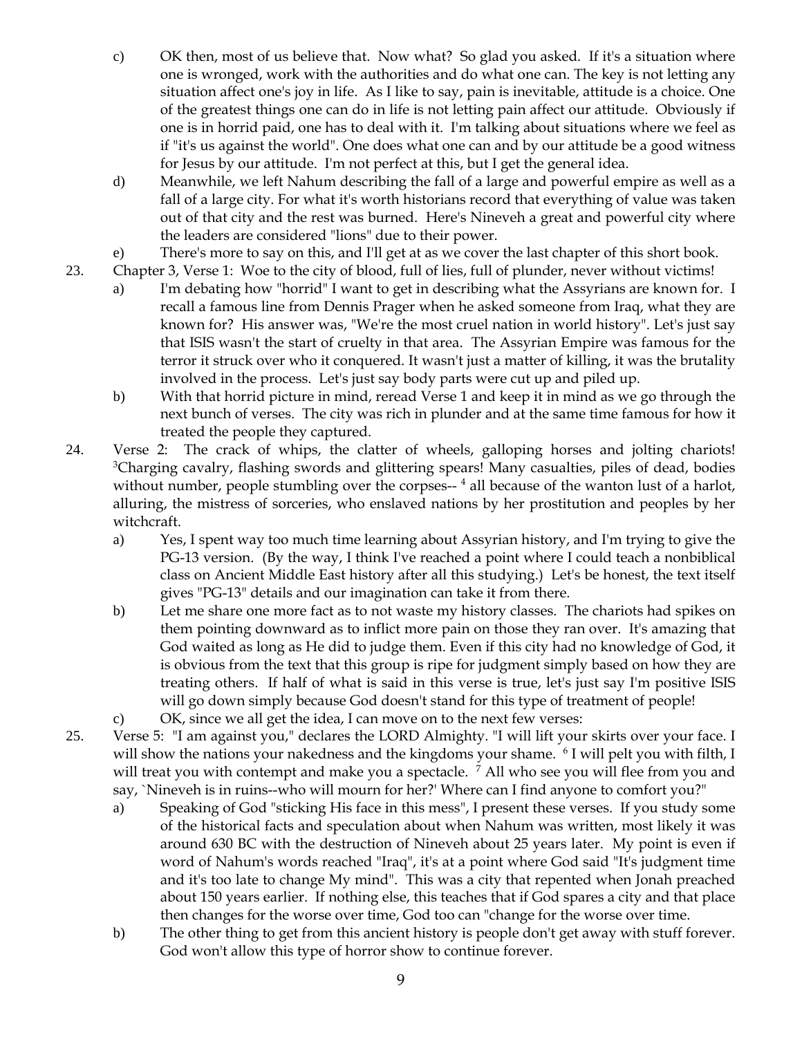c) OK then, most of us believe that. Now what? So glad you asked. If it's a situation where one is wronged, work with the authorities and do what one can. The key is not letting any situation affect one's joy in life. As I like to say, pain is inevitable, attitude is a choice. One of the greatest things one can do in life is not letting pain affect our attitude. Obviously if one is in horrid paid, one has to deal with it. I'm talking about situations where we feel as if "it's us against the world". One does what one can and by our attitude be a good witness for Jesus by our attitude. I'm not perfect at this, but I get the general idea.

d) Meanwhile, we left Nahum describing the fall of a large and powerful empire as well as a fall of a large city. For what it's worth historians record that everything of value was taken out of that city and the rest was burned. Here's Nineveh a great and powerful city where the leaders are considered "lions" due to their power.

e) There's more to say on this, and I'll get at as we cover the last chapter of this short book.

23. Chapter 3, Verse 1: Woe to the city of blood, full of lies, full of plunder, never without victims!

a) I'm debating how "horrid" I want to get in describing what the Assyrians are known for. I recall a famous line from Dennis Prager when he asked someone from Iraq, what they are known for? His answer was, "We're the most cruel nation in world history". Let's just say that ISIS wasn't the start of cruelty in that area. The Assyrian Empire was famous for the terror it struck over who it conquered. It wasn't just a matter of killing, it was the brutality involved in the process. Let's just say body parts were cut up and piled up.

b) With that horrid picture in mind, reread Verse 1 and keep it in mind as we go through the next bunch of verses. The city was rich in plunder and at the same time famous for how it treated the people they captured.

24. Verse 2: The crack of whips, the clatter of wheels, galloping horses and jolting chariots! [3]Charging cavalry, flashing swords and glittering spears! Many casualties, piles of dead, bodies without number, people stumbling over the corpses-- [4] all because of the wanton lust of a harlot, alluring, the mistress of sorceries, who enslaved nations by her prostitution and peoples by her witchcraft.

a) Yes, I spent way too much time learning about Assyrian history, and I'm trying to give the PG-13 version. (By the way, I think I've reached a point where I could teach a nonbiblical class on Ancient Middle East history after all this studying.) Let's be honest, the text itself gives "PG-13" details and our imagination can take it from there.

b) Let me share one more fact as to not waste my history classes. The chariots had spikes on them pointing downward as to inflict more pain on those they ran over. It's amazing that God waited as long as He did to judge them. Even if this city had no knowledge of God, it is obvious from the text that this group is ripe for judgment simply based on how they are treating others. If half of what is said in this verse is true, let's just say I'm positive ISIS will go down simply because God doesn't stand for this type of treatment of people!

c) OK, since we all get the idea, I can move on to the next few verses:

25. Verse 5: "I am against you," declares the LORD Almighty. "I will lift your skirts over your face. I will show the nations your nakedness and the kingdoms your shame. [6] I will pelt you with filth, I will treat you with contempt and make you a spectacle. [7] All who see you will flee from you and say, `Nineveh is in ruins--who will mourn for her?' Where can I find anyone to comfort you?"

a) Speaking of God "sticking His face in this mess", I present these verses. If you study some of the historical facts and speculation about when Nahum was written, most likely it was around 630 BC with the destruction of Nineveh about 25 years later. My point is even if word of Nahum's words reached "Iraq", it's at a point where God said "It's judgment time and it's too late to change My mind". This was a city that repented when Jonah preached about 150 years earlier. If nothing else, this teaches that if God spares a city and that place then changes for the worse over time, God too can "change for the worse over time.

b) The other thing to get from this ancient history is people don't get away with stuff forever. God won't allow this type of horror show to continue forever.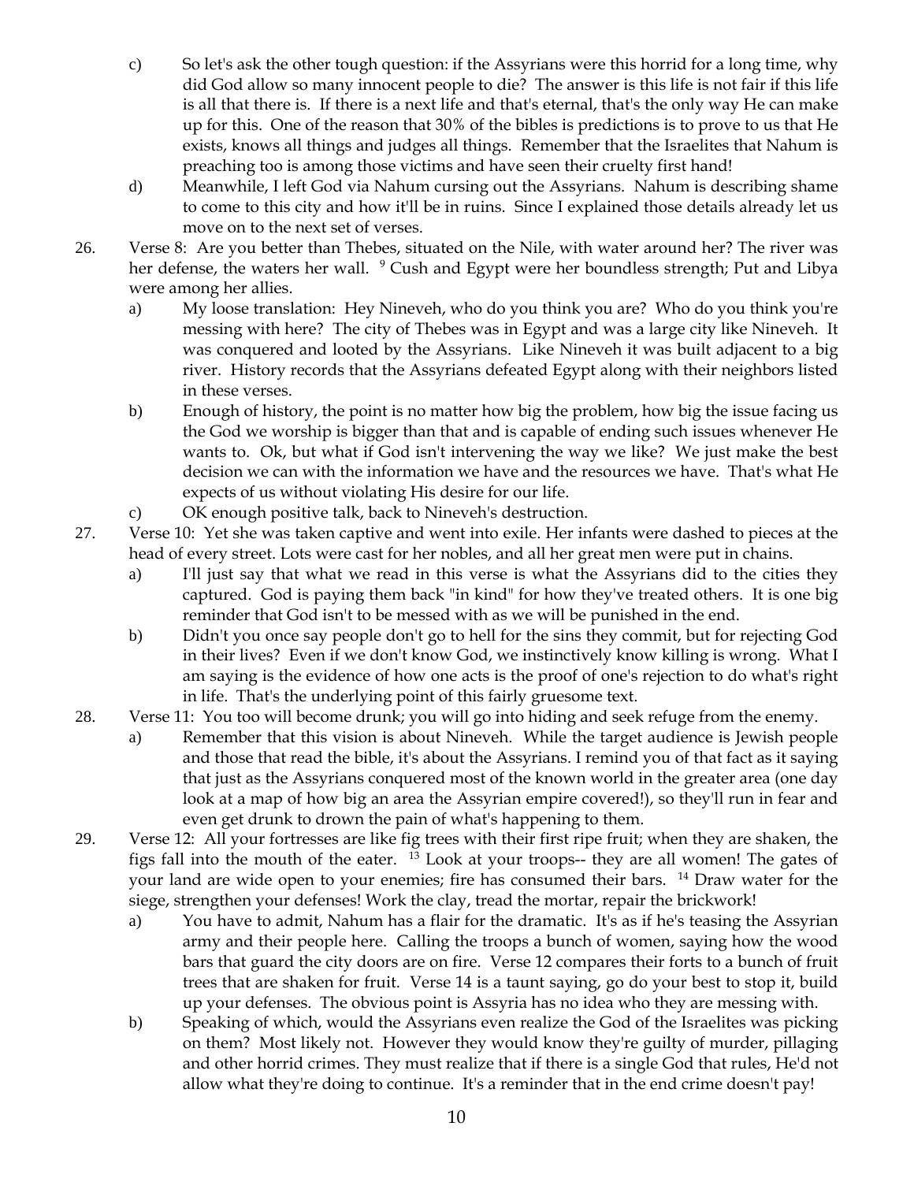c) So let's ask the other tough question: if the Assyrians were this horrid for a long time, why did God allow so many innocent people to die? The answer is this life is not fair if this life is all that there is. If there is a next life and that's eternal, that's the only way He can make up for this. One of the reason that 30% of the bibles is predictions is to prove to us that He exists, knows all things and judges all things. Remember that the Israelites that Nahum is preaching too is among those victims and have seen their cruelty first hand!

d) Meanwhile, I left God via Nahum cursing out the Assyrians. Nahum is describing shame to come to this city and how it'll be in ruins. Since I explained those details already let us move on to the next set of verses.

26. Verse 8: Are you better than Thebes, situated on the Nile, with water around her? The river was her defense, the waters her wall. [9] Cush and Egypt were her boundless strength; Put and Libya were among her allies.

   a) My loose translation: Hey Nineveh, who do you think you are? Who do you think you're messing with here? The city of Thebes was in Egypt and was a large city like Nineveh. It was conquered and looted by the Assyrians. Like Nineveh it was built adjacent to a big river. History records that the Assyrians defeated Egypt along with their neighbors listed in these verses.

   b) Enough of history, the point is no matter how big the problem, how big the issue facing us the God we worship is bigger than that and is capable of ending such issues whenever He wants to. Ok, but what if God isn't intervening the way we like? We just make the best decision we can with the information we have and the resources we have. That's what He expects of us without violating His desire for our life.

   c) OK enough positive talk, back to Nineveh's destruction.

27. Verse 10: Yet she was taken captive and went into exile. Her infants were dashed to pieces at the head of every street. Lots were cast for her nobles, and all her great men were put in chains.

   a) I'll just say that what we read in this verse is what the Assyrians did to the cities they captured. God is paying them back "in kind" for how they've treated others. It is one big reminder that God isn't to be messed with as we will be punished in the end.

   b) Didn't you once say people don't go to hell for the sins they commit, but for rejecting God in their lives? Even if we don't know God, we instinctively know killing is wrong. What I am saying is the evidence of how one acts is the proof of one's rejection to do what's right in life. That's the underlying point of this fairly gruesome text.

28. Verse 11: You too will become drunk; you will go into hiding and seek refuge from the enemy.

   a) Remember that this vision is about Nineveh. While the target audience is Jewish people and those that read the bible, it's about the Assyrians. I remind you of that fact as it saying that just as the Assyrians conquered most of the known world in the greater area (one day look at a map of how big an area the Assyrian empire covered!), so they'll run in fear and even get drunk to drown the pain of what's happening to them.

29. Verse 12: All your fortresses are like fig trees with their first ripe fruit; when they are shaken, the figs fall into the mouth of the eater. [13] Look at your troops-- they are all women! The gates of your land are wide open to your enemies; fire has consumed their bars. [14] Draw water for the siege, strengthen your defenses! Work the clay, tread the mortar, repair the brickwork!

   a) You have to admit, Nahum has a flair for the dramatic. It's as if he's teasing the Assyrian army and their people here. Calling the troops a bunch of women, saying how the wood bars that guard the city doors are on fire. Verse 12 compares their forts to a bunch of fruit trees that are shaken for fruit. Verse 14 is a taunt saying, go do your best to stop it, build up your defenses. The obvious point is Assyria has no idea who they are messing with.

   b) Speaking of which, would the Assyrians even realize the God of the Israelites was picking on them? Most likely not. However they would know they're guilty of murder, pillaging and other horrid crimes. They must realize that if there is a single God that rules, He'd not allow what they're doing to continue. It's a reminder that in the end crime doesn't pay!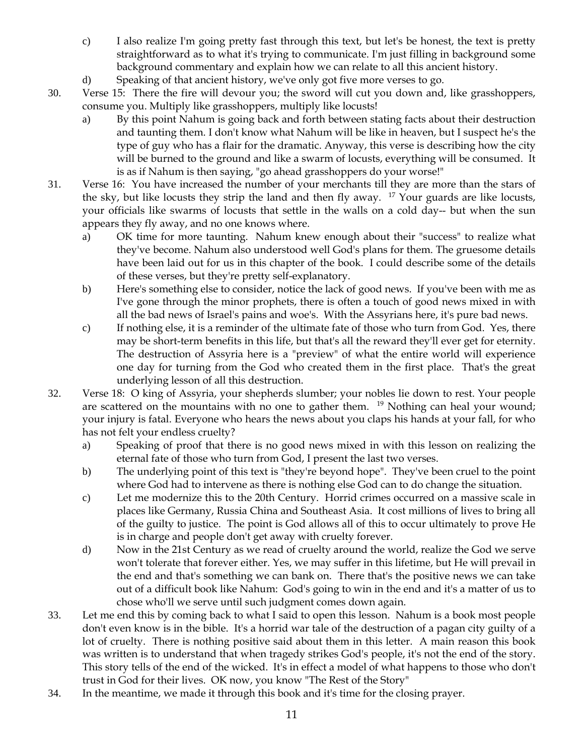c) I also realize I'm going pretty fast through this text, but let's be honest, the text is pretty straightforward as to what it's trying to communicate. I'm just filling in background some background commentary and explain how we can relate to all this ancient history.

d) Speaking of that ancient history, we've only got five more verses to go.

30. Verse 15: There the fire will devour you; the sword will cut you down and, like grasshoppers, consume you. Multiply like grasshoppers, multiply like locusts!

    a) By this point Nahum is going back and forth between stating facts about their destruction and taunting them. I don't know what Nahum will be like in heaven, but I suspect he's the type of guy who has a flair for the dramatic. Anyway, this verse is describing how the city will be burned to the ground and like a swarm of locusts, everything will be consumed. It is as if Nahum is then saying, "go ahead grasshoppers do your worse!"

31. Verse 16: You have increased the number of your merchants till they are more than the stars of the sky, but like locusts they strip the land and then fly away. [17] Your guards are like locusts, your officials like swarms of locusts that settle in the walls on a cold day-- but when the sun appears they fly away, and no one knows where.

    a) OK time for more taunting. Nahum knew enough about their "success" to realize what they've become. Nahum also understood well God's plans for them. The gruesome details have been laid out for us in this chapter of the book. I could describe some of the details of these verses, but they're pretty self-explanatory.

    b) Here's something else to consider, notice the lack of good news. If you've been with me as I've gone through the minor prophets, there is often a touch of good news mixed in with all the bad news of Israel's pains and woe's. With the Assyrians here, it's pure bad news.

    c) If nothing else, it is a reminder of the ultimate fate of those who turn from God. Yes, there may be short-term benefits in this life, but that's all the reward they'll ever get for eternity. The destruction of Assyria here is a "preview" of what the entire world will experience one day for turning from the God who created them in the first place. That's the great underlying lesson of all this destruction.

32. Verse 18: O king of Assyria, your shepherds slumber; your nobles lie down to rest. Your people are scattered on the mountains with no one to gather them. [19] Nothing can heal your wound; your injury is fatal. Everyone who hears the news about you claps his hands at your fall, for who has not felt your endless cruelty?

    a) Speaking of proof that there is no good news mixed in with this lesson on realizing the eternal fate of those who turn from God, I present the last two verses.

    b) The underlying point of this text is "they're beyond hope". They've been cruel to the point where God had to intervene as there is nothing else God can to do change the situation.

    c) Let me modernize this to the 20th Century. Horrid crimes occurred on a massive scale in places like Germany, Russia China and Southeast Asia. It cost millions of lives to bring all of the guilty to justice. The point is God allows all of this to occur ultimately to prove He is in charge and people don't get away with cruelty forever.

    d) Now in the 21st Century as we read of cruelty around the world, realize the God we serve won't tolerate that forever either. Yes, we may suffer in this lifetime, but He will prevail in the end and that's something we can bank on. There that's the positive news we can take out of a difficult book like Nahum: God's going to win in the end and it's a matter of us to chose who'll we serve until such judgment comes down again.

33. Let me end this by coming back to what I said to open this lesson. Nahum is a book most people don't even know is in the bible. It's a horrid war tale of the destruction of a pagan city guilty of a lot of cruelty. There is nothing positive said about them in this letter. A main reason this book was written is to understand that when tragedy strikes God's people, it's not the end of the story. This story tells of the end of the wicked. It's in effect a model of what happens to those who don't trust in God for their lives. OK now, you know "The Rest of the Story"

34. In the meantime, we made it through this book and it's time for the closing prayer.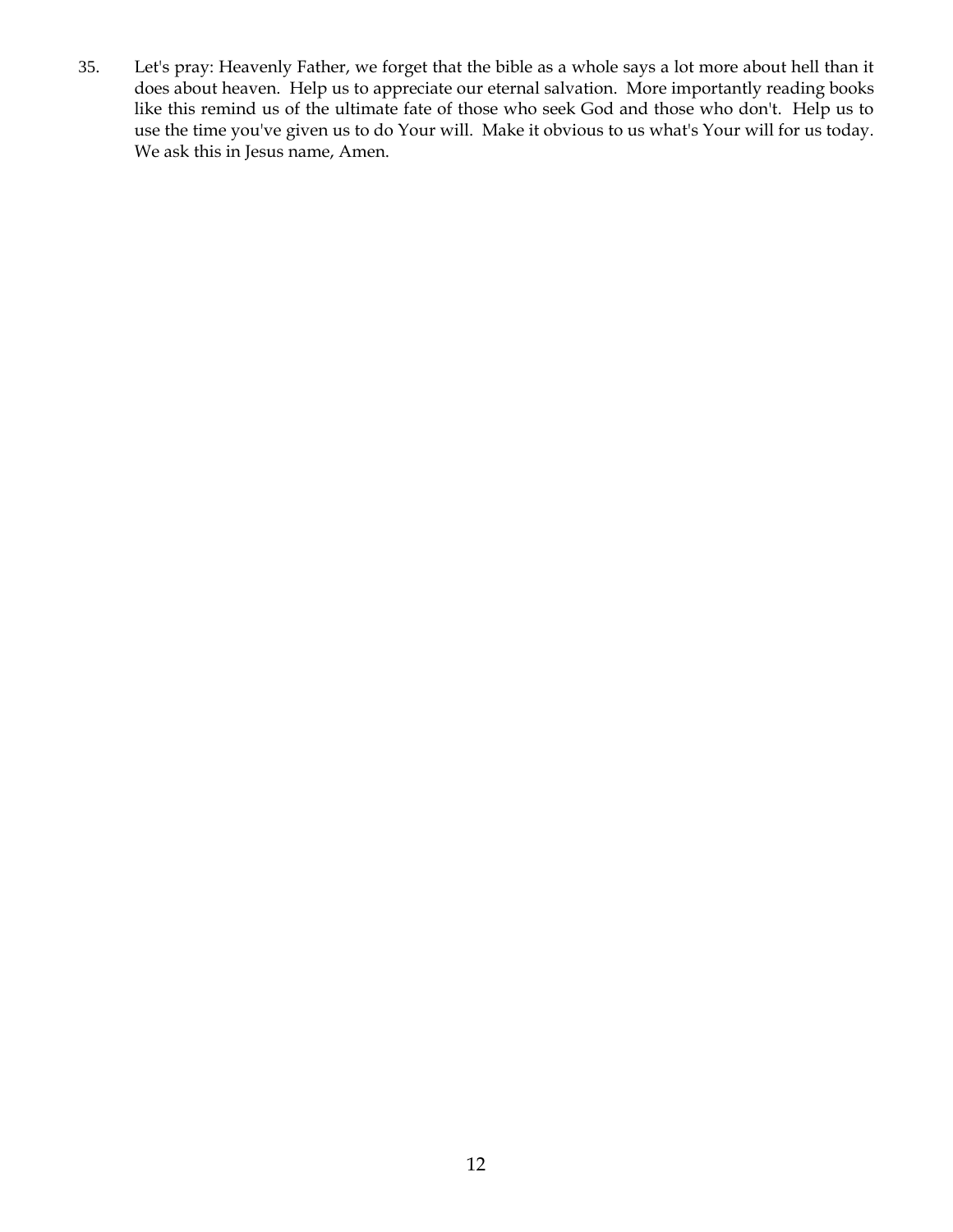35. Let's pray: Heavenly Father, we forget that the bible as a whole says a lot more about hell than it does about heaven. Help us to appreciate our eternal salvation. More importantly reading books like this remind us of the ultimate fate of those who seek God and those who don't. Help us to use the time you've given us to do Your will. Make it obvious to us what's Your will for us today. We ask this in Jesus name, Amen.